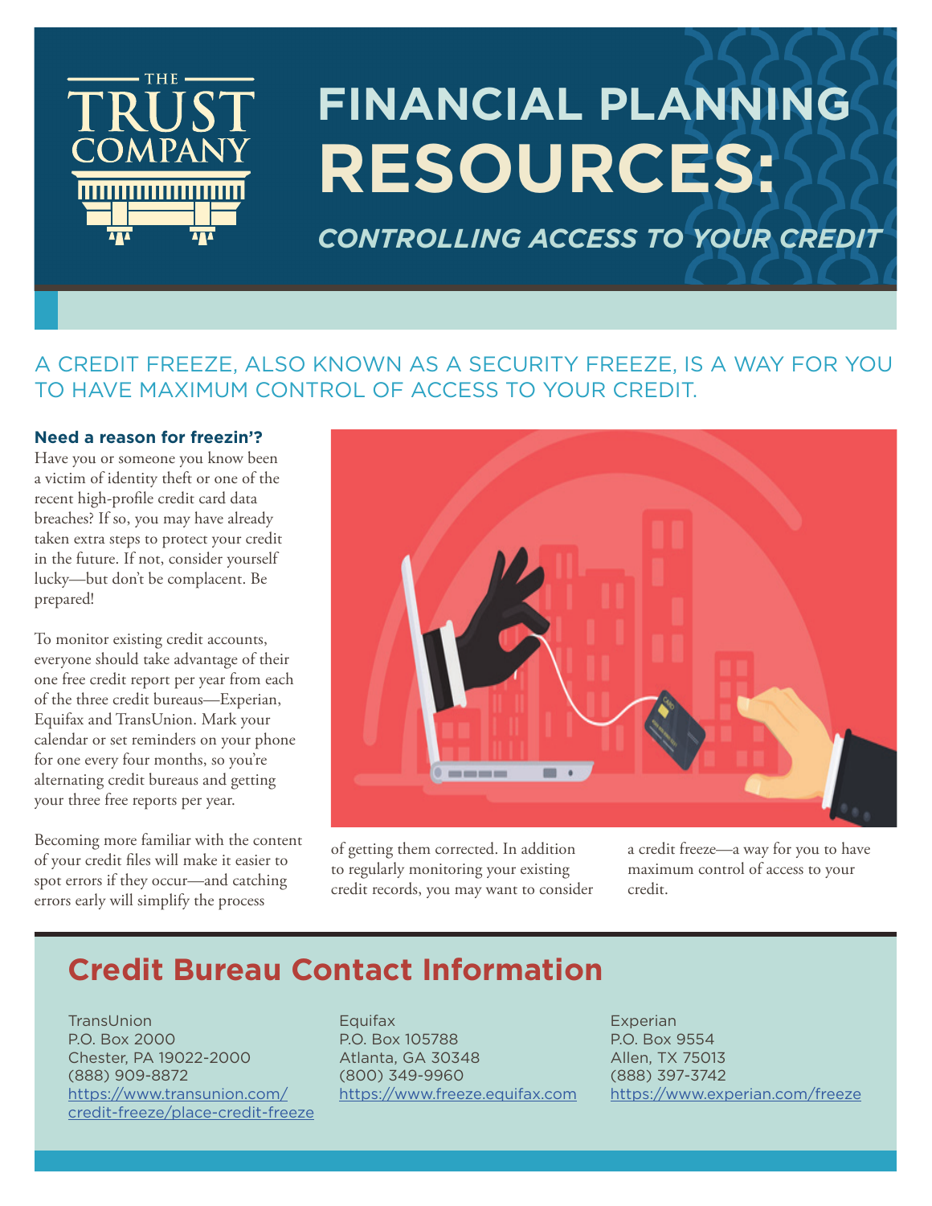THE TRUST COMPANY

# FINANCIAL PLANNING RESOURCES:

## *CONTROLLING ACCESS TO YOUR CREDIT*

A CREDIT FREEZE, ALSO KNOWN AS A SECURITY FREEZE, IS A WAY FOR YOU TO HAVE MAXIMUM CONTROL OF ACCESS TO YOUR CREDIT.

**Need a reason for freezin'?**

Have you or someone you know been a victim of identity theft or one of the recent high-profile credit card data breaches? If so, you may have already taken extra steps to protect your credit in the future. If not, consider yourself lucky—but don't be complacent. Be prepared!

To monitor existing credit accounts, everyone should take advantage of their one free credit report per year from each of the three credit bureaus—Experian, Equifax and TransUnion. Mark your calendar or set reminders on your phone for one every four months, so you're alternating credit bureaus and getting your three free reports per year.

Becoming more familiar with the content of your credit files will make it easier to spot errors if they occur—and catching errors early will simplify the process of getting them corrected. In addition to regularly monitoring your existing credit records, you may want to consider a credit freeze—a way for you to have maximum control of access to your credit.

## Credit Bureau Contact Information

TransUnion
P.O. Box 2000
Chester, PA 19022-2000
(888) 909-8872
https://www.transunion.com/credit-freeze/place-credit-freeze

Equifax
P.O. Box 105788
Atlanta, GA 30348
(800) 349-9960
https://www.freeze.equifax.com

Experian
P.O. Box 9554
Allen, TX 75013
(888) 397-3742
https://www.experian.com/freeze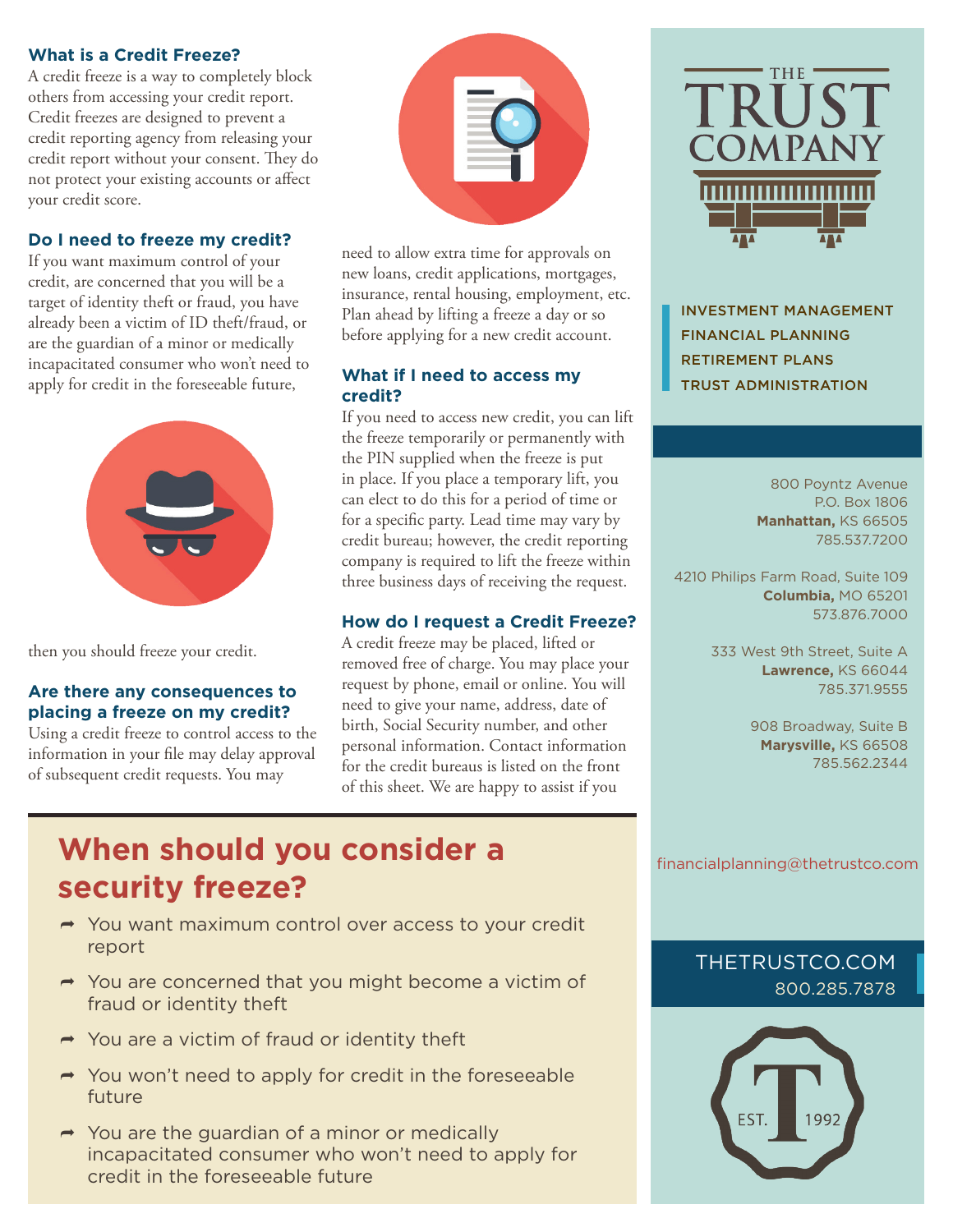### What is a Credit Freeze?

A credit freeze is a way to completely block others from accessing your credit report. Credit freezes are designed to prevent a credit reporting agency from releasing your credit report without your consent. They do not protect your existing accounts or affect your credit score.

### Do I need to freeze my credit?

If you want maximum control of your credit, are concerned that you will be a target of identity theft or fraud, you have already been a victim of ID theft/fraud, or are the guardian of a minor or medically incapacitated consumer who won't need to apply for credit in the foreseeable future, then you should freeze your credit.

### Are there any consequences to placing a freeze on my credit?

Using a credit freeze to control access to the information in your file may delay approval of subsequent credit requests. You may need to allow extra time for approvals on new loans, credit applications, mortgages, insurance, rental housing, employment, etc. Plan ahead by lifting a freeze a day or so before applying for a new credit account.

### What if I need to access my credit?

If you need to access new credit, you can lift the freeze temporarily or permanently with the PIN supplied when the freeze is put in place. If you place a temporary lift, you can elect to do this for a period of time or for a specific party. Lead time may vary by credit bureau; however, the credit reporting company is required to lift the freeze within three business days of receiving the request.

### How do I request a Credit Freeze?

A credit freeze may be placed, lifted or removed free of charge. You may place your request by phone, email or online. You will need to give your name, address, date of birth, Social Security number, and other personal information. Contact information for the credit bureaus is listed on the front of this sheet. We are happy to assist if you

## When should you consider a security freeze?

- You want maximum control over access to your credit report
- You are concerned that you might become a victim of fraud or identity theft
- You are a victim of fraud or identity theft
- You won't need to apply for credit in the foreseeable future
- You are the guardian of a minor or medically incapacitated consumer who won't need to apply for credit in the foreseeable future

THE TRUST COMPANY

INVESTMENT MANAGEMENT
FINANCIAL PLANNING
RETIREMENT PLANS
TRUST ADMINISTRATION

800 Poyntz Avenue
P.O. Box 1806
**Manhattan,** KS 66505
785.537.7200

4210 Philips Farm Road, Suite 109
**Columbia,** MO 65201
573.876.7000

333 West 9th Street, Suite A
**Lawrence,** KS 66044
785.371.9555

908 Broadway, Suite B
**Marysville,** KS 66508
785.562.2344

financialplanning@thetrustco.com

THETRUSTCO.COM
800.285.7878

EST. 1992